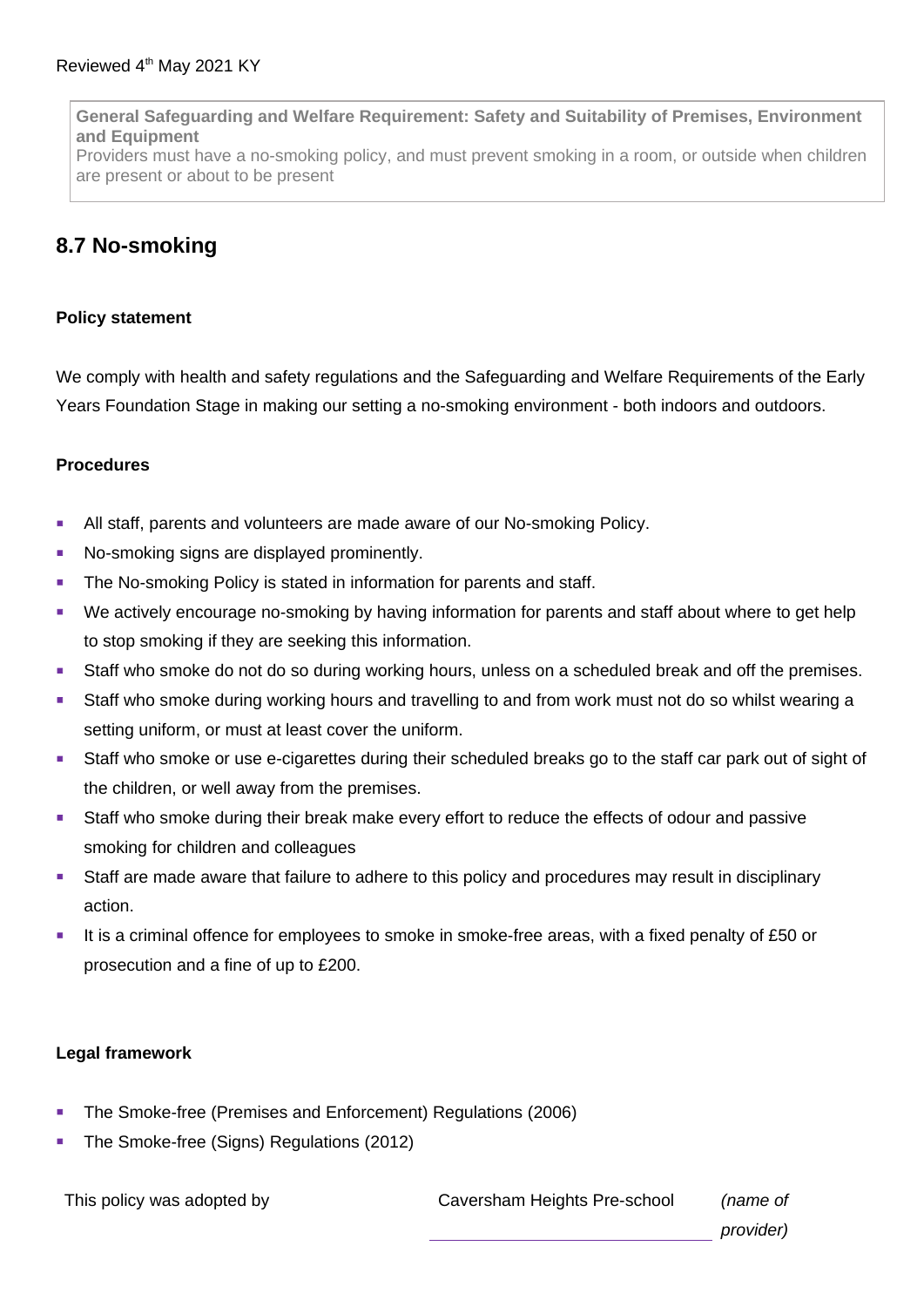Reviewed 4th May 2021 KY

> **General Safeguarding and Welfare Requirement: Safety and Suitability of Premises, Environment and Equipment**
> Providers must have a no-smoking policy, and must prevent smoking in a room, or outside when children are present or about to be present

## 8.7 No-smoking

**Policy statement**

We comply with health and safety regulations and the Safeguarding and Welfare Requirements of the Early Years Foundation Stage in making our setting a no-smoking environment - both indoors and outdoors.

**Procedures**

- All staff, parents and volunteers are made aware of our No-smoking Policy.
- No-smoking signs are displayed prominently.
- The No-smoking Policy is stated in information for parents and staff.
- We actively encourage no-smoking by having information for parents and staff about where to get help to stop smoking if they are seeking this information.
- Staff who smoke do not do so during working hours, unless on a scheduled break and off the premises.
- Staff who smoke during working hours and travelling to and from work must not do so whilst wearing a setting uniform, or must at least cover the uniform.
- Staff who smoke or use e-cigarettes during their scheduled breaks go to the staff car park out of sight of the children, or well away from the premises.
- Staff who smoke during their break make every effort to reduce the effects of odour and passive smoking for children and colleagues
- Staff are made aware that failure to adhere to this policy and procedures may result in disciplinary action.
- It is a criminal offence for employees to smoke in smoke-free areas, with a fixed penalty of £50 or prosecution and a fine of up to £200.

**Legal framework**

- The Smoke-free (Premises and Enforcement) Regulations (2006)
- The Smoke-free (Signs) Regulations (2012)

| This policy was adopted by | Caversham Heights Pre-school | *(name of provider)* |
|---|---|---|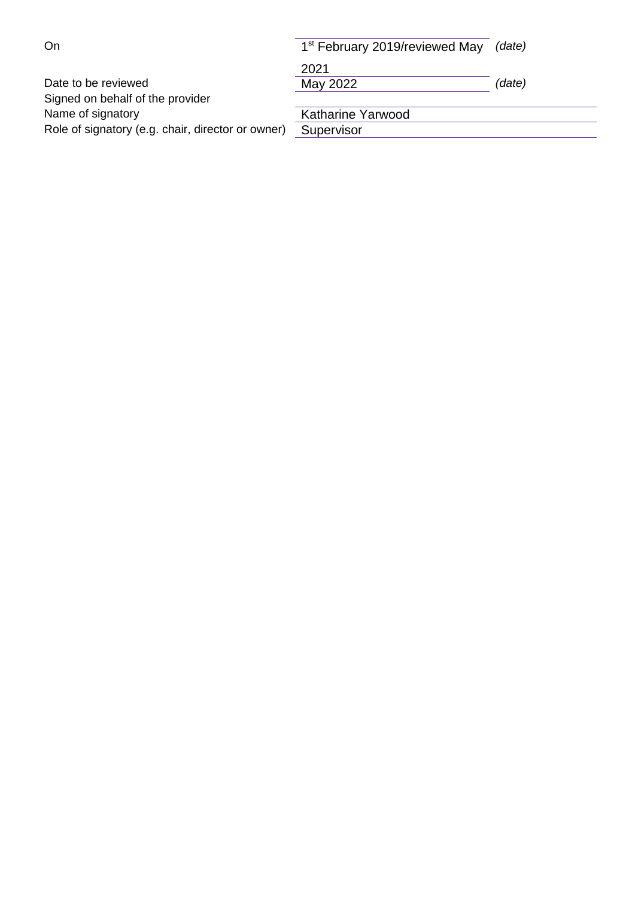| | | |
|---|---|---|
| On | 1st February 2019/reviewed May 2021 | *(date)* |
| Date to be reviewed | May 2022 | *(date)* |
| Signed on behalf of the provider | | |
| Name of signatory | Katharine Yarwood | |
| Role of signatory (e.g. chair, director or owner) | Supervisor | |